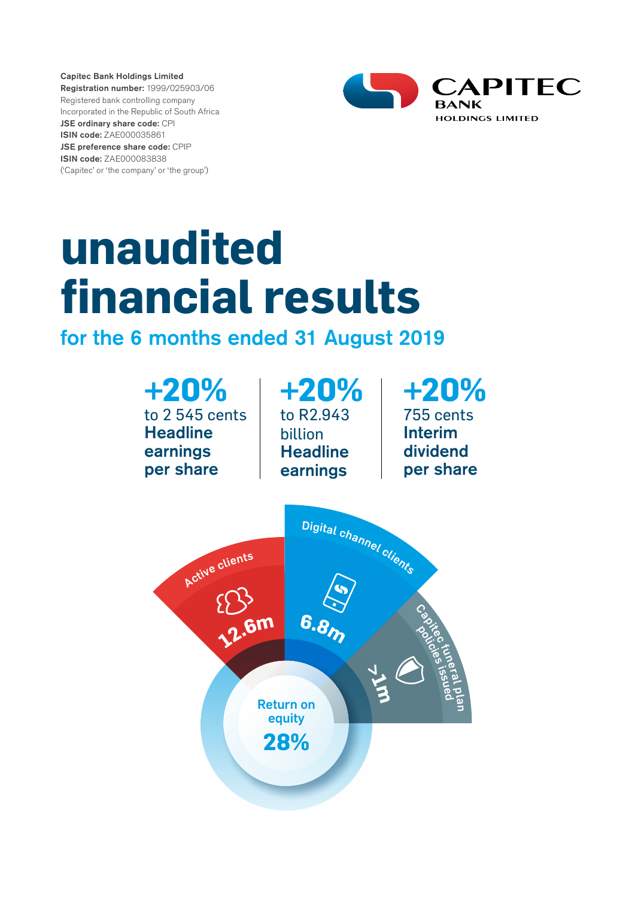**Capitec Bank Holdings Limited**
**Registration number:** 1999/025903/06
Registered bank controlling company
Incorporated in the Republic of South Africa
**JSE ordinary share code:** CPI
**ISIN code:** ZAE000035861
**JSE preference share code:** CPIP
**ISIN code:** ZAE000083838
('Capitec' or 'the company' or 'the group')

CAPITEC BANK HOLDINGS LIMITED

# unaudited financial results

## for the 6 months ended 31 August 2019

**+20%**
to 2 545 cents
**Headline earnings per share**

**+20%**
to R2.943 billion
**Headline earnings**

**+20%**
755 cents
**Interim dividend per share**

Active clients
**12.6m**

Digital channel clients
**6.8m**

Capitec funeral plan policies issued
**>1m**

Return on equity
**28%**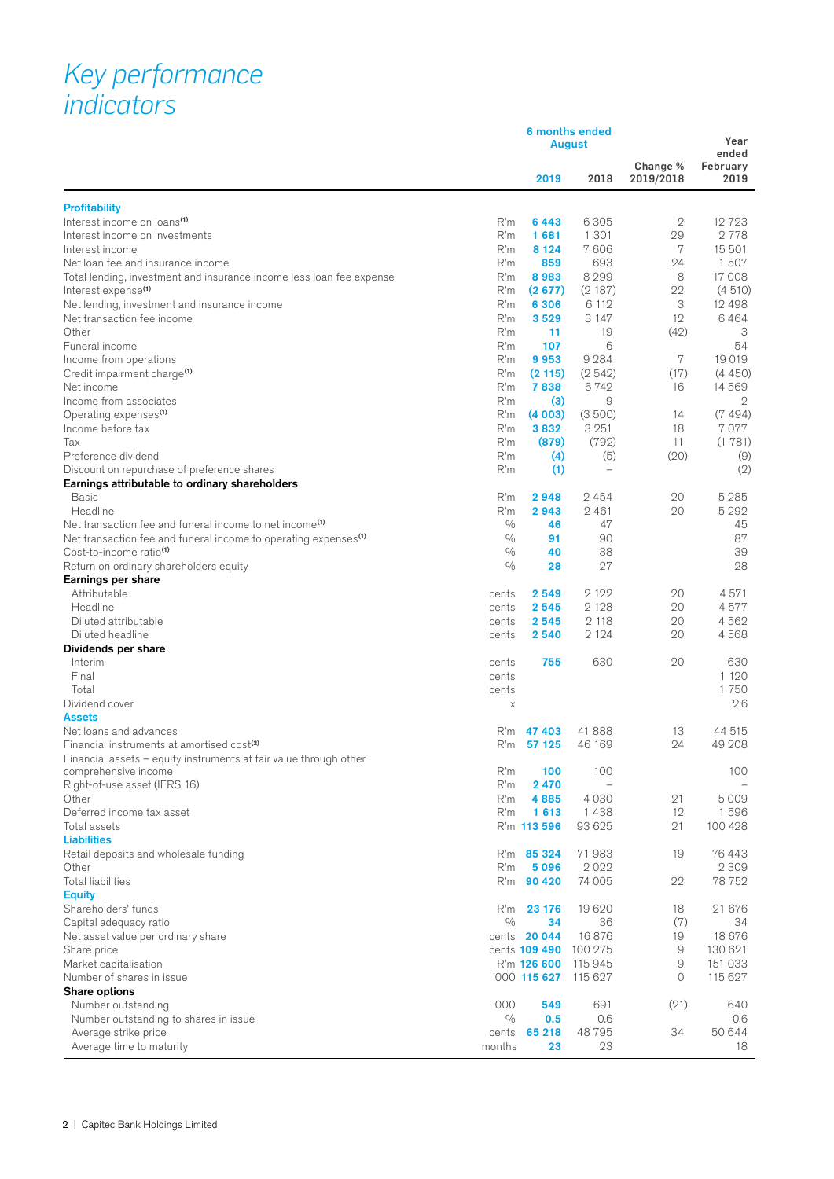# Key performance indicators

| | | 6 months ended August 2019 | 6 months ended August 2018 | Change % 2019/2018 | Year ended February 2019 |
|---|---|---|---|---|---|
| **Profitability** | | | | | |
| Interest income on loans[(1)] | R'm | **6 443** | 6 305 | 2 | 12 723 |
| Interest income on investments | R'm | **1 681** | 1 301 | 29 | 2 778 |
| Interest income | R'm | **8 124** | 7 606 | 7 | 15 501 |
| Net loan fee and insurance income | R'm | **859** | 693 | 24 | 1 507 |
| Total lending, investment and insurance income less loan fee expense | R'm | **8 983** | 8 299 | 8 | 17 008 |
| Interest expense[(1)] | R'm | **(2 677)** | (2 187) | 22 | (4 510) |
| Net lending, investment and insurance income | R'm | **6 306** | 6 112 | 3 | 12 498 |
| Net transaction fee income | R'm | **3 529** | 3 147 | 12 | 6 464 |
| Other | R'm | **11** | 19 | (42) | 3 |
| Funeral income | R'm | **107** | 6 | | 54 |
| Income from operations | R'm | **9 953** | 9 284 | 7 | 19 019 |
| Credit impairment charge[(1)] | R'm | **(2 115)** | (2 542) | (17) | (4 450) |
| Net income | R'm | **7 838** | 6 742 | 16 | 14 569 |
| Income from associates | R'm | **(3)** | 9 | | 2 |
| Operating expenses[(1)] | R'm | **(4 003)** | (3 500) | 14 | (7 494) |
| Income before tax | R'm | **3 832** | 3 251 | 18 | 7 077 |
| Tax | R'm | **(879)** | (792) | 11 | (1 781) |
| Preference dividend | R'm | **(4)** | (5) | (20) | (9) |
| Discount on repurchase of preference shares | R'm | **(1)** | – | | (2) |
| **Earnings attributable to ordinary shareholders** | | | | | |
| Basic | R'm | **2 948** | 2 454 | 20 | 5 285 |
| Headline | R'm | **2 943** | 2 461 | 20 | 5 292 |
| Net transaction fee and funeral income to net income[(1)] | % | **46** | 47 | | 45 |
| Net transaction fee and funeral income to operating expenses[(1)] | % | **91** | 90 | | 87 |
| Cost-to-income ratio[(1)] | % | **40** | 38 | | 39 |
| Return on ordinary shareholders equity | % | **28** | 27 | | 28 |
| **Earnings per share** | | | | | |
| Attributable | cents | **2 549** | 2 122 | 20 | 4 571 |
| Headline | cents | **2 545** | 2 128 | 20 | 4 577 |
| Diluted attributable | cents | **2 545** | 2 118 | 20 | 4 562 |
| Diluted headline | cents | **2 540** | 2 124 | 20 | 4 568 |
| **Dividends per share** | | | | | |
| Interim | cents | **755** | 630 | 20 | 630 |
| Final | cents | | | | 1 120 |
| Total | cents | | | | 1 750 |
| Dividend cover | x | | | | 2.6 |
| **Assets** | | | | | |
| Net loans and advances | R'm | **47 403** | 41 888 | 13 | 44 515 |
| Financial instruments at amortised cost[(2)] | R'm | **57 125** | 46 169 | 24 | 49 208 |
| Financial assets – equity instruments at fair value through other comprehensive income | R'm | **100** | 100 | | 100 |
| Right-of-use asset (IFRS 16) | R'm | **2 470** | – | | – |
| Other | R'm | **4 885** | 4 030 | 21 | 5 009 |
| Deferred income tax asset | R'm | **1 613** | 1 438 | 12 | 1 596 |
| Total assets | R'm | **113 596** | 93 625 | 21 | 100 428 |
| **Liabilities** | | | | | |
| Retail deposits and wholesale funding | R'm | **85 324** | 71 983 | 19 | 76 443 |
| Other | R'm | **5 096** | 2 022 | | 2 309 |
| Total liabilities | R'm | **90 420** | 74 005 | 22 | 78 752 |
| **Equity** | | | | | |
| Shareholders' funds | R'm | **23 176** | 19 620 | 18 | 21 676 |
| Capital adequacy ratio | % | **34** | 36 | (7) | 34 |
| Net asset value per ordinary share | cents | **20 044** | 16 876 | 19 | 18 676 |
| Share price | cents | **109 490** | 100 275 | 9 | 130 621 |
| Market capitalisation | R'm | **126 600** | 115 945 | 9 | 151 033 |
| Number of shares in issue | '000 | **115 627** | 115 627 | 0 | 115 627 |
| **Share options** | | | | | |
| Number outstanding | '000 | **549** | 691 | (21) | 640 |
| Number outstanding to shares in issue | % | **0.5** | 0.6 | | 0.6 |
| Average strike price | cents | **65 218** | 48 795 | 34 | 50 644 |
| Average time to maturity | months | **23** | 23 | | 18 |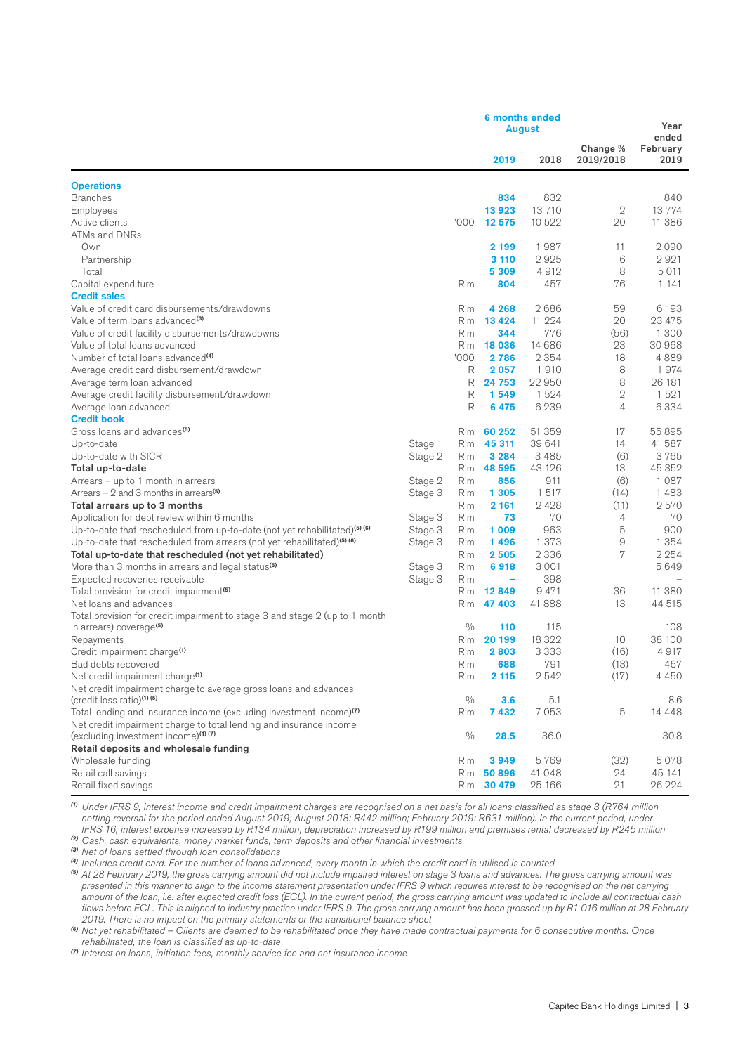| | | | 6 months ended August | | | Year ended February |
|---|---|---|---|---|---|---|
| | | | 2019 | 2018 | Change % 2019/2018 | 2019 |
| **Operations** | | | | | | |
| Branches | | | **834** | 832 | | 840 |
| Employees | | | **13 923** | 13 710 | 2 | 13 774 |
| Active clients | | '000 | **12 575** | 10 522 | 20 | 11 386 |
| ATMs and DNRs | | | | | | |
| Own | | | **2 199** | 1 987 | 11 | 2 090 |
| Partnership | | | **3 110** | 2 925 | 6 | 2 921 |
| Total | | | **5 309** | 4 912 | 8 | 5 011 |
| Capital expenditure | | R'm | **804** | 457 | 76 | 1 141 |
| **Credit sales** | | | | | | |
| Value of credit card disbursements/drawdowns | | R'm | **4 268** | 2 686 | 59 | 6 193 |
| Value of term loans advanced[3] | | R'm | **13 424** | 11 224 | 20 | 23 475 |
| Value of credit facility disbursements/drawdowns | | R'm | **344** | 776 | (56) | 1 300 |
| Value of total loans advanced | | R'm | **18 036** | 14 686 | 23 | 30 968 |
| Number of total loans advanced[4] | | '000 | **2 786** | 2 354 | 18 | 4 889 |
| Average credit card disbursement/drawdown | | R | **2 057** | 1 910 | 8 | 1 974 |
| Average term loan advanced | | R | **24 753** | 22 950 | 8 | 26 181 |
| Average credit facility disbursement/drawdown | | R | **1 549** | 1 524 | 2 | 1 521 |
| Average loan advanced | | R | **6 475** | 6 239 | 4 | 6 334 |
| **Credit book** | | | | | | |
| Gross loans and advances[5] | | R'm | **60 252** | 51 359 | 17 | 55 895 |
| Up-to-date | Stage 1 | R'm | **45 311** | 39 641 | 14 | 41 587 |
| Up-to-date with SICR | Stage 2 | R'm | **3 284** | 3 485 | (6) | 3 765 |
| **Total up-to-date** | | R'm | **48 595** | 43 126 | 13 | 45 352 |
| Arrears – up to 1 month in arrears | Stage 2 | R'm | **856** | 911 | (6) | 1 087 |
| Arrears – 2 and 3 months in arrears[5] | Stage 3 | R'm | **1 305** | 1 517 | (14) | 1 483 |
| **Total arrears up to 3 months** | | R'm | **2 161** | 2 428 | (11) | 2 570 |
| Application for debt review within 6 months | Stage 3 | R'm | **73** | 70 | 4 | 70 |
| Up-to-date that rescheduled from up-to-date (not yet rehabilitated)[5] [6] | Stage 3 | R'm | **1 009** | 963 | 5 | 900 |
| Up-to-date that rescheduled from arrears (not yet rehabilitated)[5] [6] | Stage 3 | R'm | **1 496** | 1 373 | 9 | 1 354 |
| **Total up-to-date that rescheduled (not yet rehabilitated)** | | R'm | **2 505** | 2 336 | 7 | 2 254 |
| More than 3 months in arrears and legal status[5] | Stage 3 | R'm | **6 918** | 3 001 | | 5 649 |
| Expected recoveries receivable | Stage 3 | R'm | **–** | 398 | | – |
| Total provision for credit impairment[5] | | R'm | **12 849** | 9 471 | 36 | 11 380 |
| Net loans and advances | | R'm | **47 403** | 41 888 | 13 | 44 515 |
| Total provision for credit impairment to stage 3 and stage 2 (up to 1 month in arrears) coverage[5] | | % | **110** | 115 | | 108 |
| Repayments | | R'm | **20 199** | 18 322 | 10 | 38 100 |
| Credit impairment charge[1] | | R'm | **2 803** | 3 333 | (16) | 4 917 |
| Bad debts recovered | | R'm | **688** | 791 | (13) | 467 |
| Net credit impairment charge[1] | | R'm | **2 115** | 2 542 | (17) | 4 450 |
| Net credit impairment charge to average gross loans and advances (credit loss ratio)[1] [5] | | % | **3.6** | 5.1 | | 8.6 |
| Total lending and insurance income (excluding investment income)[7] | | R'm | **7 432** | 7 053 | 5 | 14 448 |
| Net credit impairment charge to total lending and insurance income (excluding investment income)[1] [7] | | % | **28.5** | 36.0 | | 30.8 |
| **Retail deposits and wholesale funding** | | | | | | |
| Wholesale funding | | R'm | **3 949** | 5 769 | (32) | 5 078 |
| Retail call savings | | R'm | **50 896** | 41 048 | 24 | 45 141 |
| Retail fixed savings | | R'm | **30 479** | 25 166 | 21 | 26 224 |

*[1] Under IFRS 9, interest income and credit impairment charges are recognised on a net basis for all loans classified as stage 3 (R764 million netting reversal for the period ended August 2019; August 2018: R442 million; February 2019: R631 million). In the current period, under IFRS 16, interest expense increased by R134 million, depreciation increased by R199 million and premises rental decreased by R245 million*

*[2] Cash, cash equivalents, money market funds, term deposits and other financial investments*

*[3] Net of loans settled through loan consolidations*

*[4] Includes credit card. For the number of loans advanced, every month in which the credit card is utilised is counted*

*[5] At 28 February 2019, the gross carrying amount did not include impaired interest on stage 3 loans and advances. The gross carrying amount was presented in this manner to align to the income statement presentation under IFRS 9 which requires interest to be recognised on the net carrying amount of the loan, i.e. after expected credit loss (ECL). In the current period, the gross carrying amount was updated to include all contractual cash flows before ECL. This is aligned to industry practice under IFRS 9. The gross carrying amount has been grossed up by R1 016 million at 28 February 2019. There is no impact on the primary statements or the transitional balance sheet*

*[6] Not yet rehabilitated – Clients are deemed to be rehabilitated once they have made contractual payments for 6 consecutive months. Once rehabilitated, the loan is classified as up-to-date*

*[7] Interest on loans, initiation fees, monthly service fee and net insurance income*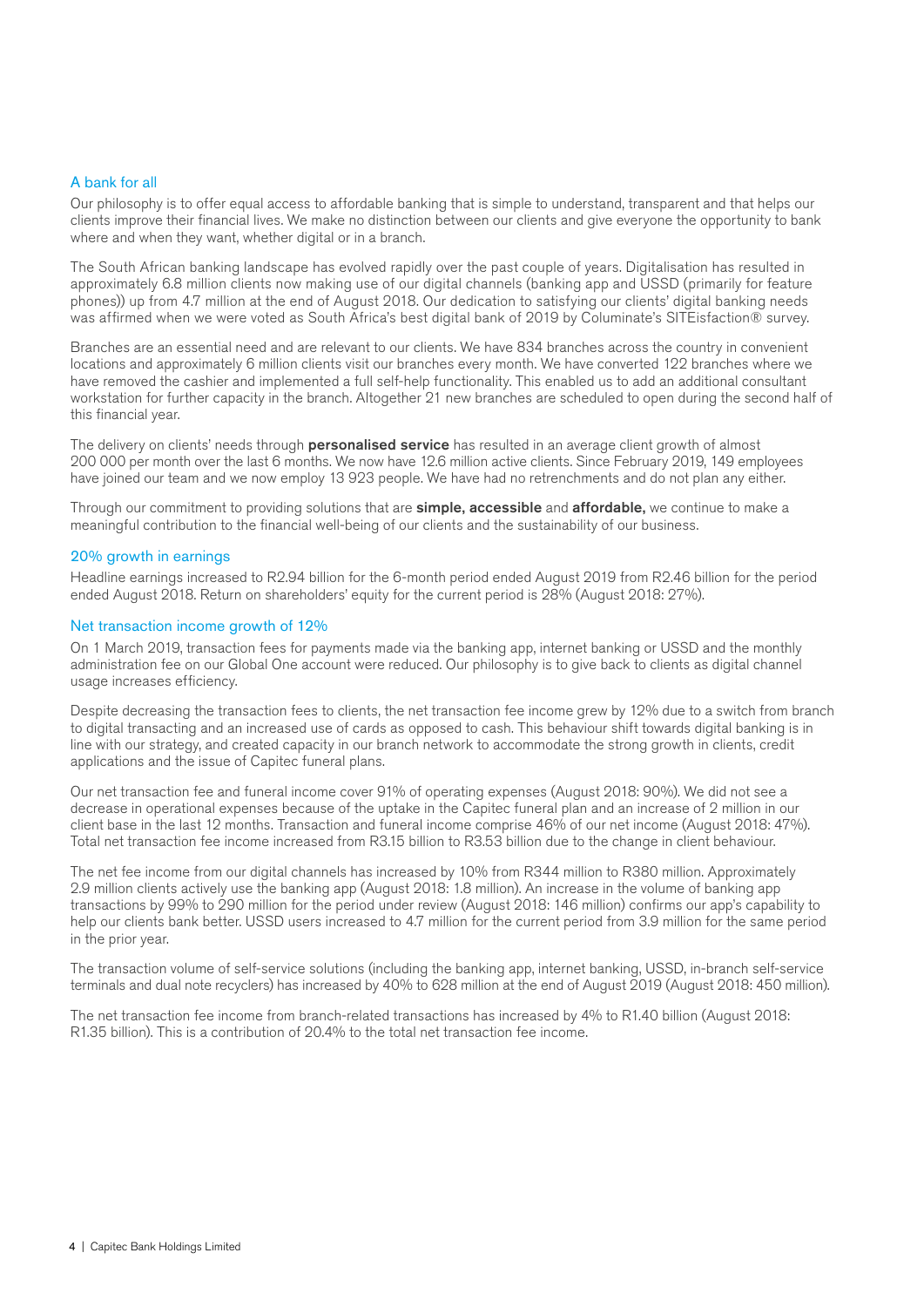## A bank for all

Our philosophy is to offer equal access to affordable banking that is simple to understand, transparent and that helps our clients improve their financial lives. We make no distinction between our clients and give everyone the opportunity to bank where and when they want, whether digital or in a branch.

The South African banking landscape has evolved rapidly over the past couple of years. Digitalisation has resulted in approximately 6.8 million clients now making use of our digital channels (banking app and USSD (primarily for feature phones)) up from 4.7 million at the end of August 2018. Our dedication to satisfying our clients' digital banking needs was affirmed when we were voted as South Africa's best digital bank of 2019 by Columinate's SITEisfaction® survey.

Branches are an essential need and are relevant to our clients. We have 834 branches across the country in convenient locations and approximately 6 million clients visit our branches every month. We have converted 122 branches where we have removed the cashier and implemented a full self-help functionality. This enabled us to add an additional consultant workstation for further capacity in the branch. Altogether 21 new branches are scheduled to open during the second half of this financial year.

The delivery on clients' needs through **personalised service** has resulted in an average client growth of almost 200 000 per month over the last 6 months. We now have 12.6 million active clients. Since February 2019, 149 employees have joined our team and we now employ 13 923 people. We have had no retrenchments and do not plan any either.

Through our commitment to providing solutions that are **simple, accessible** and **affordable,** we continue to make a meaningful contribution to the financial well-being of our clients and the sustainability of our business.

## 20% growth in earnings

Headline earnings increased to R2.94 billion for the 6-month period ended August 2019 from R2.46 billion for the period ended August 2018. Return on shareholders' equity for the current period is 28% (August 2018: 27%).

## Net transaction income growth of 12%

On 1 March 2019, transaction fees for payments made via the banking app, internet banking or USSD and the monthly administration fee on our Global One account were reduced. Our philosophy is to give back to clients as digital channel usage increases efficiency.

Despite decreasing the transaction fees to clients, the net transaction fee income grew by 12% due to a switch from branch to digital transacting and an increased use of cards as opposed to cash. This behaviour shift towards digital banking is in line with our strategy, and created capacity in our branch network to accommodate the strong growth in clients, credit applications and the issue of Capitec funeral plans.

Our net transaction fee and funeral income cover 91% of operating expenses (August 2018: 90%). We did not see a decrease in operational expenses because of the uptake in the Capitec funeral plan and an increase of 2 million in our client base in the last 12 months. Transaction and funeral income comprise 46% of our net income (August 2018: 47%). Total net transaction fee income increased from R3.15 billion to R3.53 billion due to the change in client behaviour.

The net fee income from our digital channels has increased by 10% from R344 million to R380 million. Approximately 2.9 million clients actively use the banking app (August 2018: 1.8 million). An increase in the volume of banking app transactions by 99% to 290 million for the period under review (August 2018: 146 million) confirms our app's capability to help our clients bank better. USSD users increased to 4.7 million for the current period from 3.9 million for the same period in the prior year.

The transaction volume of self-service solutions (including the banking app, internet banking, USSD, in-branch self-service terminals and dual note recyclers) has increased by 40% to 628 million at the end of August 2019 (August 2018: 450 million).

The net transaction fee income from branch-related transactions has increased by 4% to R1.40 billion (August 2018: R1.35 billion). This is a contribution of 20.4% to the total net transaction fee income.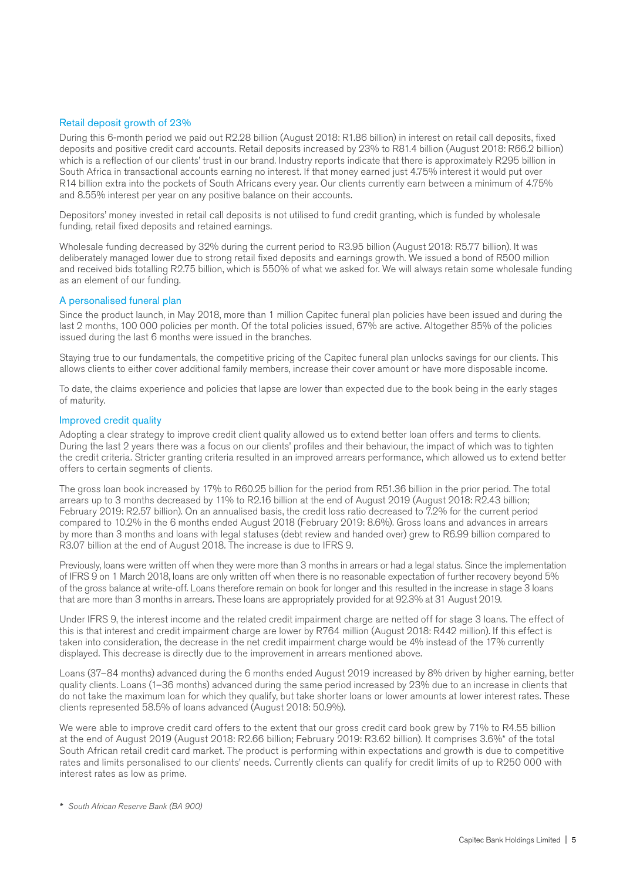## Retail deposit growth of 23%

During this 6-month period we paid out R2.28 billion (August 2018: R1.86 billion) in interest on retail call deposits, fixed deposits and positive credit card accounts. Retail deposits increased by 23% to R81.4 billion (August 2018: R66.2 billion) which is a reflection of our clients' trust in our brand. Industry reports indicate that there is approximately R295 billion in South Africa in transactional accounts earning no interest. If that money earned just 4.75% interest it would put over R14 billion extra into the pockets of South Africans every year. Our clients currently earn between a minimum of 4.75% and 8.55% interest per year on any positive balance on their accounts.

Depositors' money invested in retail call deposits is not utilised to fund credit granting, which is funded by wholesale funding, retail fixed deposits and retained earnings.

Wholesale funding decreased by 32% during the current period to R3.95 billion (August 2018: R5.77 billion). It was deliberately managed lower due to strong retail fixed deposits and earnings growth. We issued a bond of R500 million and received bids totalling R2.75 billion, which is 550% of what we asked for. We will always retain some wholesale funding as an element of our funding.

## A personalised funeral plan

Since the product launch, in May 2018, more than 1 million Capitec funeral plan policies have been issued and during the last 2 months, 100 000 policies per month. Of the total policies issued, 67% are active. Altogether 85% of the policies issued during the last 6 months were issued in the branches.

Staying true to our fundamentals, the competitive pricing of the Capitec funeral plan unlocks savings for our clients. This allows clients to either cover additional family members, increase their cover amount or have more disposable income.

To date, the claims experience and policies that lapse are lower than expected due to the book being in the early stages of maturity.

## Improved credit quality

Adopting a clear strategy to improve credit client quality allowed us to extend better loan offers and terms to clients. During the last 2 years there was a focus on our clients' profiles and their behaviour, the impact of which was to tighten the credit criteria. Stricter granting criteria resulted in an improved arrears performance, which allowed us to extend better offers to certain segments of clients.

The gross loan book increased by 17% to R60.25 billion for the period from R51.36 billion in the prior period. The total arrears up to 3 months decreased by 11% to R2.16 billion at the end of August 2019 (August 2018: R2.43 billion; February 2019: R2.57 billion). On an annualised basis, the credit loss ratio decreased to 7.2% for the current period compared to 10.2% in the 6 months ended August 2018 (February 2019: 8.6%). Gross loans and advances in arrears by more than 3 months and loans with legal statuses (debt review and handed over) grew to R6.99 billion compared to R3.07 billion at the end of August 2018. The increase is due to IFRS 9.

Previously, loans were written off when they were more than 3 months in arrears or had a legal status. Since the implementation of IFRS 9 on 1 March 2018, loans are only written off when there is no reasonable expectation of further recovery beyond 5% of the gross balance at write-off. Loans therefore remain on book for longer and this resulted in the increase in stage 3 loans that are more than 3 months in arrears. These loans are appropriately provided for at 92.3% at 31 August 2019.

Under IFRS 9, the interest income and the related credit impairment charge are netted off for stage 3 loans. The effect of this is that interest and credit impairment charge are lower by R764 million (August 2018: R442 million). If this effect is taken into consideration, the decrease in the net credit impairment charge would be 4% instead of the 17% currently displayed. This decrease is directly due to the improvement in arrears mentioned above.

Loans (37–84 months) advanced during the 6 months ended August 2019 increased by 8% driven by higher earning, better quality clients. Loans (1–36 months) advanced during the same period increased by 23% due to an increase in clients that do not take the maximum loan for which they qualify, but take shorter loans or lower amounts at lower interest rates. These clients represented 58.5% of loans advanced (August 2018: 50.9%).

We were able to improve credit card offers to the extent that our gross credit card book grew by 71% to R4.55 billion at the end of August 2019 (August 2018: R2.66 billion; February 2019: R3.62 billion). It comprises 3.6%* of the total South African retail credit card market. The product is performing within expectations and growth is due to competitive rates and limits personalised to our clients' needs. Currently clients can qualify for credit limits of up to R250 000 with interest rates as low as prime.

* *South African Reserve Bank (BA 900)*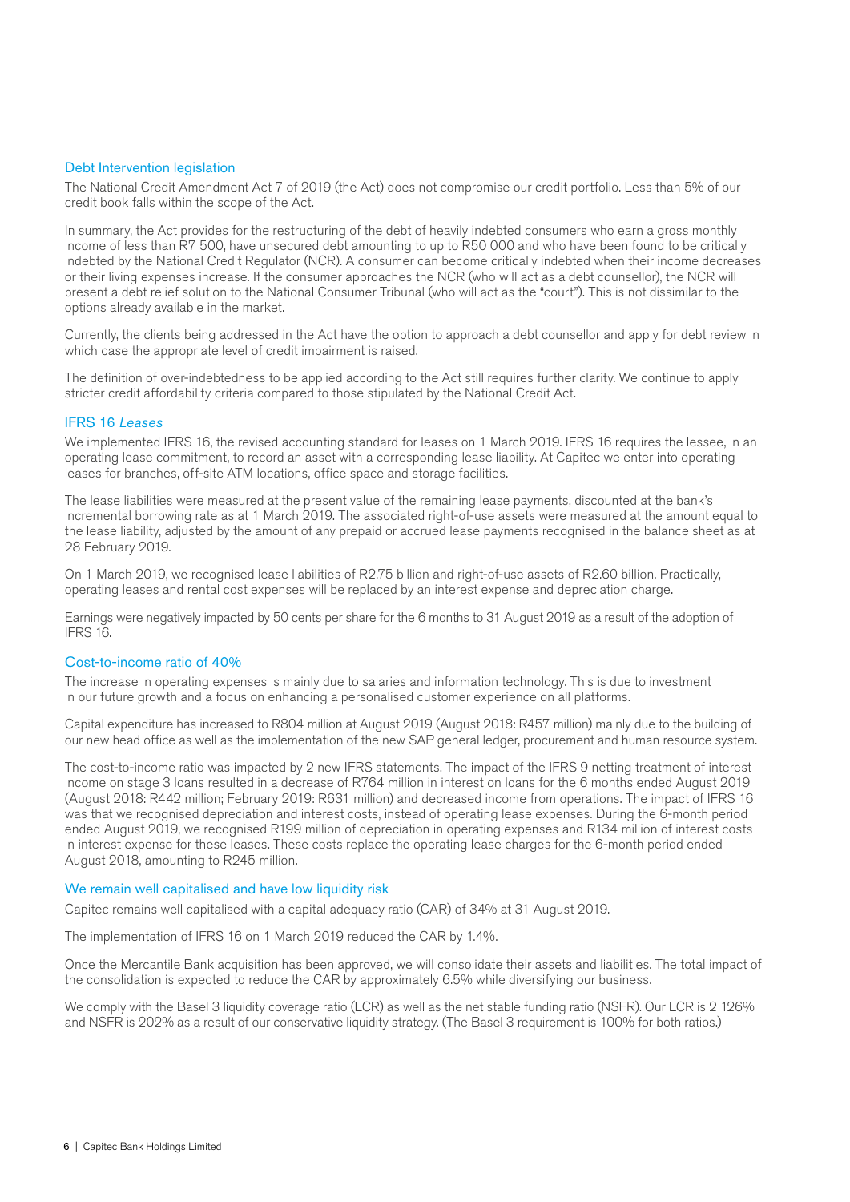## Debt Intervention legislation

The National Credit Amendment Act 7 of 2019 (the Act) does not compromise our credit portfolio. Less than 5% of our credit book falls within the scope of the Act.

In summary, the Act provides for the restructuring of the debt of heavily indebted consumers who earn a gross monthly income of less than R7 500, have unsecured debt amounting to up to R50 000 and who have been found to be critically indebted by the National Credit Regulator (NCR). A consumer can become critically indebted when their income decreases or their living expenses increase. If the consumer approaches the NCR (who will act as a debt counsellor), the NCR will present a debt relief solution to the National Consumer Tribunal (who will act as the "court"). This is not dissimilar to the options already available in the market.

Currently, the clients being addressed in the Act have the option to approach a debt counsellor and apply for debt review in which case the appropriate level of credit impairment is raised.

The definition of over-indebtedness to be applied according to the Act still requires further clarity. We continue to apply stricter credit affordability criteria compared to those stipulated by the National Credit Act.

## IFRS 16 *Leases*

We implemented IFRS 16, the revised accounting standard for leases on 1 March 2019. IFRS 16 requires the lessee, in an operating lease commitment, to record an asset with a corresponding lease liability. At Capitec we enter into operating leases for branches, off-site ATM locations, office space and storage facilities.

The lease liabilities were measured at the present value of the remaining lease payments, discounted at the bank's incremental borrowing rate as at 1 March 2019. The associated right-of-use assets were measured at the amount equal to the lease liability, adjusted by the amount of any prepaid or accrued lease payments recognised in the balance sheet as at 28 February 2019.

On 1 March 2019, we recognised lease liabilities of R2.75 billion and right-of-use assets of R2.60 billion. Practically, operating leases and rental cost expenses will be replaced by an interest expense and depreciation charge.

Earnings were negatively impacted by 50 cents per share for the 6 months to 31 August 2019 as a result of the adoption of IFRS 16.

## Cost-to-income ratio of 40%

The increase in operating expenses is mainly due to salaries and information technology. This is due to investment in our future growth and a focus on enhancing a personalised customer experience on all platforms.

Capital expenditure has increased to R804 million at August 2019 (August 2018: R457 million) mainly due to the building of our new head office as well as the implementation of the new SAP general ledger, procurement and human resource system.

The cost-to-income ratio was impacted by 2 new IFRS statements. The impact of the IFRS 9 netting treatment of interest income on stage 3 loans resulted in a decrease of R764 million in interest on loans for the 6 months ended August 2019 (August 2018: R442 million; February 2019: R631 million) and decreased income from operations. The impact of IFRS 16 was that we recognised depreciation and interest costs, instead of operating lease expenses. During the 6-month period ended August 2019, we recognised R199 million of depreciation in operating expenses and R134 million of interest costs in interest expense for these leases. These costs replace the operating lease charges for the 6-month period ended August 2018, amounting to R245 million.

## We remain well capitalised and have low liquidity risk

Capitec remains well capitalised with a capital adequacy ratio (CAR) of 34% at 31 August 2019.

The implementation of IFRS 16 on 1 March 2019 reduced the CAR by 1.4%.

Once the Mercantile Bank acquisition has been approved, we will consolidate their assets and liabilities. The total impact of the consolidation is expected to reduce the CAR by approximately 6.5% while diversifying our business.

We comply with the Basel 3 liquidity coverage ratio (LCR) as well as the net stable funding ratio (NSFR). Our LCR is 2 126% and NSFR is 202% as a result of our conservative liquidity strategy. (The Basel 3 requirement is 100% for both ratios.)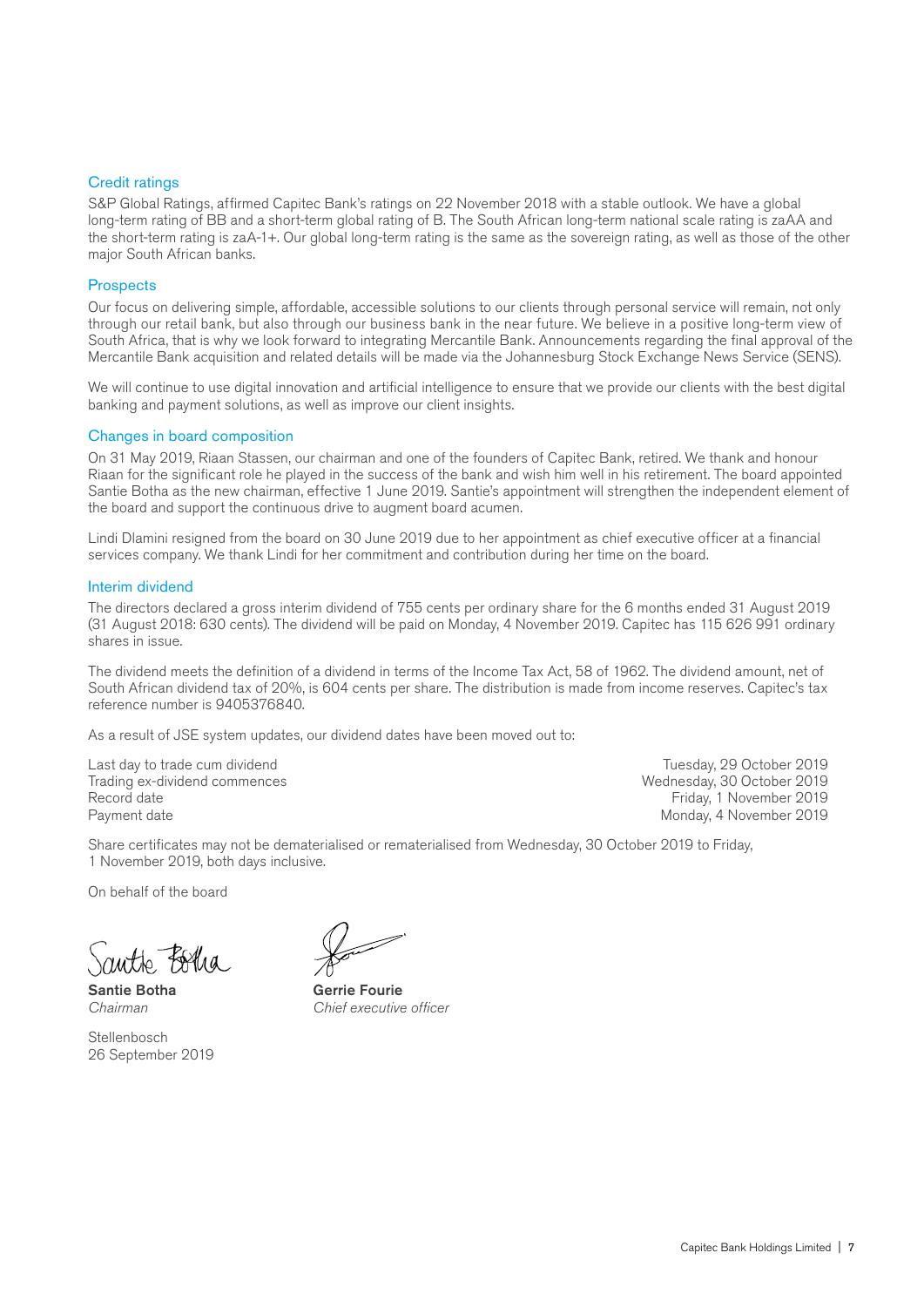## Credit ratings

S&P Global Ratings, affirmed Capitec Bank's ratings on 22 November 2018 with a stable outlook. We have a global long-term rating of BB and a short-term global rating of B. The South African long-term national scale rating is zaAA and the short-term rating is zaA-1+. Our global long-term rating is the same as the sovereign rating, as well as those of the other major South African banks.

## Prospects

Our focus on delivering simple, affordable, accessible solutions to our clients through personal service will remain, not only through our retail bank, but also through our business bank in the near future. We believe in a positive long-term view of South Africa, that is why we look forward to integrating Mercantile Bank. Announcements regarding the final approval of the Mercantile Bank acquisition and related details will be made via the Johannesburg Stock Exchange News Service (SENS).

We will continue to use digital innovation and artificial intelligence to ensure that we provide our clients with the best digital banking and payment solutions, as well as improve our client insights.

## Changes in board composition

On 31 May 2019, Riaan Stassen, our chairman and one of the founders of Capitec Bank, retired. We thank and honour Riaan for the significant role he played in the success of the bank and wish him well in his retirement. The board appointed Santie Botha as the new chairman, effective 1 June 2019. Santie's appointment will strengthen the independent element of the board and support the continuous drive to augment board acumen.

Lindi Dlamini resigned from the board on 30 June 2019 due to her appointment as chief executive officer at a financial services company. We thank Lindi for her commitment and contribution during her time on the board.

## Interim dividend

The directors declared a gross interim dividend of 755 cents per ordinary share for the 6 months ended 31 August 2019 (31 August 2018: 630 cents). The dividend will be paid on Monday, 4 November 2019. Capitec has 115 626 991 ordinary shares in issue.

The dividend meets the definition of a dividend in terms of the Income Tax Act, 58 of 1962. The dividend amount, net of South African dividend tax of 20%, is 604 cents per share. The distribution is made from income reserves. Capitec's tax reference number is 9405376840.

As a result of JSE system updates, our dividend dates have been moved out to:

| | |
|---|---|
| Last day to trade cum dividend | Tuesday, 29 October 2019 |
| Trading ex-dividend commences | Wednesday, 30 October 2019 |
| Record date | Friday, 1 November 2019 |
| Payment date | Monday, 4 November 2019 |

Share certificates may not be dematerialised or rematerialised from Wednesday, 30 October 2019 to Friday, 1 November 2019, both days inclusive.

On behalf of the board

**Santie Botha**
*Chairman*

**Gerrie Fourie**
*Chief executive officer*

Stellenbosch
26 September 2019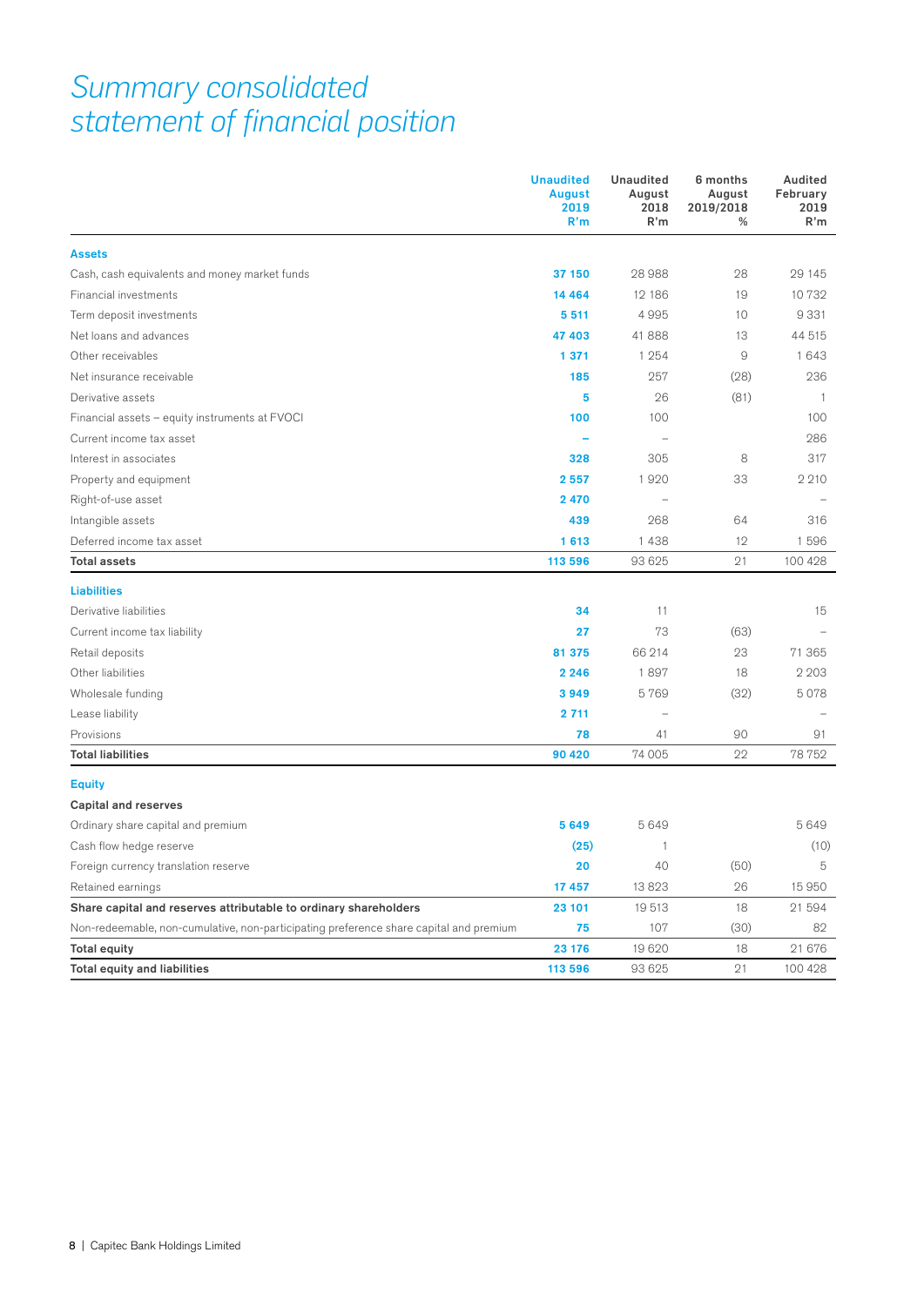# Summary consolidated statement of financial position

| | Unaudited August 2019 R'm | Unaudited August 2018 R'm | 6 months August 2019/2018 % | Audited February 2019 R'm |
|---|---|---|---|---|
| **Assets** | | | | |
| Cash, cash equivalents and money market funds | **37 150** | 28 988 | 28 | 29 145 |
| Financial investments | **14 464** | 12 186 | 19 | 10 732 |
| Term deposit investments | **5 511** | 4 995 | 10 | 9 331 |
| Net loans and advances | **47 403** | 41 888 | 13 | 44 515 |
| Other receivables | **1 371** | 1 254 | 9 | 1 643 |
| Net insurance receivable | **185** | 257 | (28) | 236 |
| Derivative assets | **5** | 26 | (81) | 1 |
| Financial assets – equity instruments at FVOCI | **100** | 100 | | 100 |
| Current income tax asset | **–** | – | | 286 |
| Interest in associates | **328** | 305 | 8 | 317 |
| Property and equipment | **2 557** | 1 920 | 33 | 2 210 |
| Right-of-use asset | **2 470** | – | | – |
| Intangible assets | **439** | 268 | 64 | 316 |
| Deferred income tax asset | **1 613** | 1 438 | 12 | 1 596 |
| **Total assets** | **113 596** | 93 625 | 21 | 100 428 |
| **Liabilities** | | | | |
| Derivative liabilities | **34** | 11 | | 15 |
| Current income tax liability | **27** | 73 | (63) | – |
| Retail deposits | **81 375** | 66 214 | 23 | 71 365 |
| Other liabilities | **2 246** | 1 897 | 18 | 2 203 |
| Wholesale funding | **3 949** | 5 769 | (32) | 5 078 |
| Lease liability | **2 711** | – | | – |
| Provisions | **78** | 41 | 90 | 91 |
| **Total liabilities** | **90 420** | 74 005 | 22 | 78 752 |
| **Equity** | | | | |
| **Capital and reserves** | | | | |
| Ordinary share capital and premium | **5 649** | 5 649 | | 5 649 |
| Cash flow hedge reserve | **(25)** | 1 | | (10) |
| Foreign currency translation reserve | **20** | 40 | (50) | 5 |
| Retained earnings | **17 457** | 13 823 | 26 | 15 950 |
| **Share capital and reserves attributable to ordinary shareholders** | **23 101** | 19 513 | 18 | 21 594 |
| Non-redeemable, non-cumulative, non-participating preference share capital and premium | **75** | 107 | (30) | 82 |
| **Total equity** | **23 176** | 19 620 | 18 | 21 676 |
| **Total equity and liabilities** | **113 596** | 93 625 | 21 | 100 428 |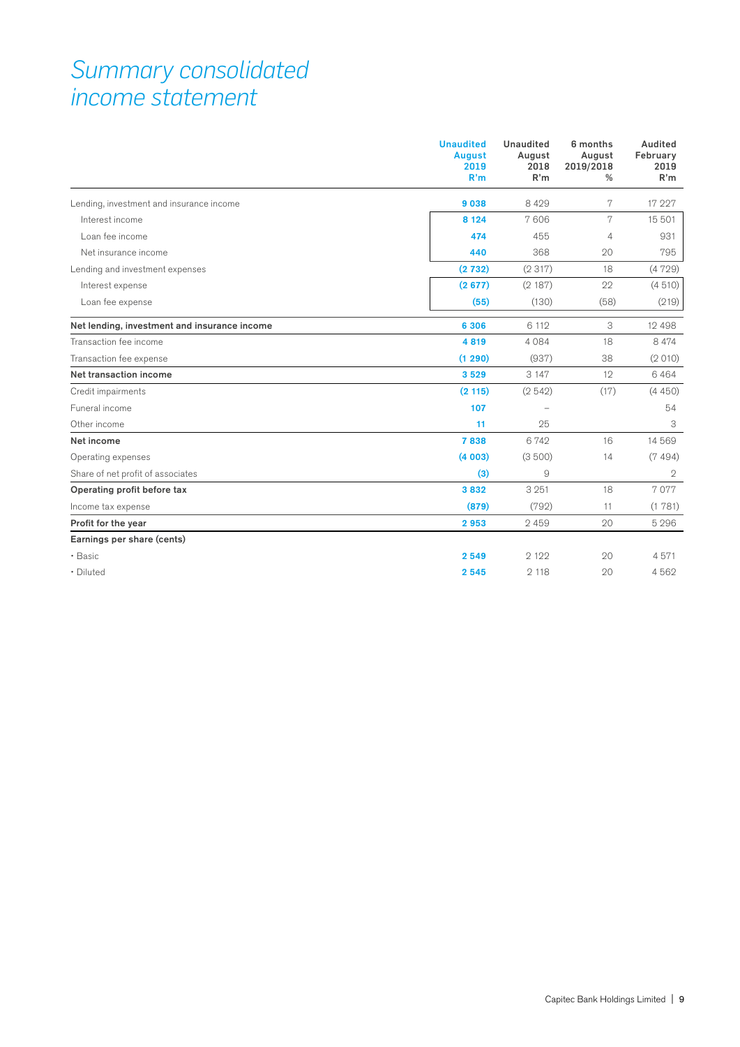# Summary consolidated income statement

| | Unaudited August 2019 R'm | Unaudited August 2018 R'm | 6 months August 2019/2018 % | Audited February 2019 R'm |
|---|---|---|---|---|
| Lending, investment and insurance income | **9 038** | 8 429 | 7 | 17 227 |
| Interest income | **8 124** | 7 606 | 7 | 15 501 |
| Loan fee income | **474** | 455 | 4 | 931 |
| Net insurance income | **440** | 368 | 20 | 795 |
| Lending and investment expenses | **(2 732)** | (2 317) | 18 | (4 729) |
| Interest expense | **(2 677)** | (2 187) | 22 | (4 510) |
| Loan fee expense | **(55)** | (130) | (58) | (219) |
| **Net lending, investment and insurance income** | **6 306** | 6 112 | 3 | 12 498 |
| Transaction fee income | **4 819** | 4 084 | 18 | 8 474 |
| Transaction fee expense | **(1 290)** | (937) | 38 | (2 010) |
| **Net transaction income** | **3 529** | 3 147 | 12 | 6 464 |
| Credit impairments | **(2 115)** | (2 542) | (17) | (4 450) |
| Funeral income | **107** | – | | 54 |
| Other income | **11** | 25 | | 3 |
| **Net income** | **7 838** | 6 742 | 16 | 14 569 |
| Operating expenses | **(4 003)** | (3 500) | 14 | (7 494) |
| Share of net profit of associates | **(3)** | 9 | | 2 |
| **Operating profit before tax** | **3 832** | 3 251 | 18 | 7 077 |
| Income tax expense | **(879)** | (792) | 11 | (1 781) |
| **Profit for the year** | **2 953** | 2 459 | 20 | 5 296 |
| **Earnings per share (cents)** | | | | |
| • Basic | **2 549** | 2 122 | 20 | 4 571 |
| • Diluted | **2 545** | 2 118 | 20 | 4 562 |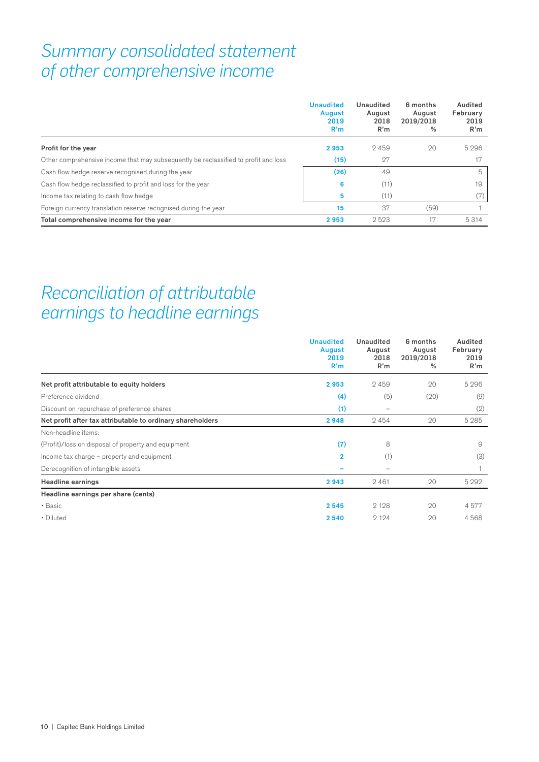# Summary consolidated statement of other comprehensive income

| | Unaudited August 2019 R'm | Unaudited August 2018 R'm | 6 months August 2019/2018 % | Audited February 2019 R'm |
|---|---|---|---|---|
| **Profit for the year** | **2 953** | 2 459 | 20 | 5 296 |
| Other comprehensive income that may subsequently be reclassified to profit and loss | **(15)** | 27 | | 17 |
| Cash flow hedge reserve recognised during the year | **(26)** | 49 | | 5 |
| Cash flow hedge reclassified to profit and loss for the year | **6** | (11) | | 19 |
| Income tax relating to cash flow hedge | **5** | (11) | | (7) |
| Foreign currency translation reserve recognised during the year | **15** | 37 | (59) | 1 |
| **Total comprehensive income for the year** | **2 953** | 2 523 | 17 | 5 314 |

# Reconciliation of attributable earnings to headline earnings

| | Unaudited August 2019 R'm | Unaudited August 2018 R'm | 6 months August 2019/2018 % | Audited February 2019 R'm |
|---|---|---|---|---|
| **Net profit attributable to equity holders** | **2 953** | 2 459 | 20 | 5 296 |
| Preference dividend | **(4)** | (5) | (20) | (9) |
| Discount on repurchase of preference shares | **(1)** | – | | (2) |
| **Net profit after tax attributable to ordinary shareholders** | **2 948** | 2 454 | 20 | 5 285 |
| Non-headline items: | | | | |
| (Profit)/loss on disposal of property and equipment | **(7)** | 8 | | 9 |
| Income tax charge – property and equipment | **2** | (1) | | (3) |
| Derecognition of intangible assets | **–** | – | | 1 |
| **Headline earnings** | **2 943** | 2 461 | 20 | 5 292 |
| **Headline earnings per share (cents)** | | | | |
| • Basic | **2 545** | 2 128 | 20 | 4 577 |
| • Diluted | **2 540** | 2 124 | 20 | 4 568 |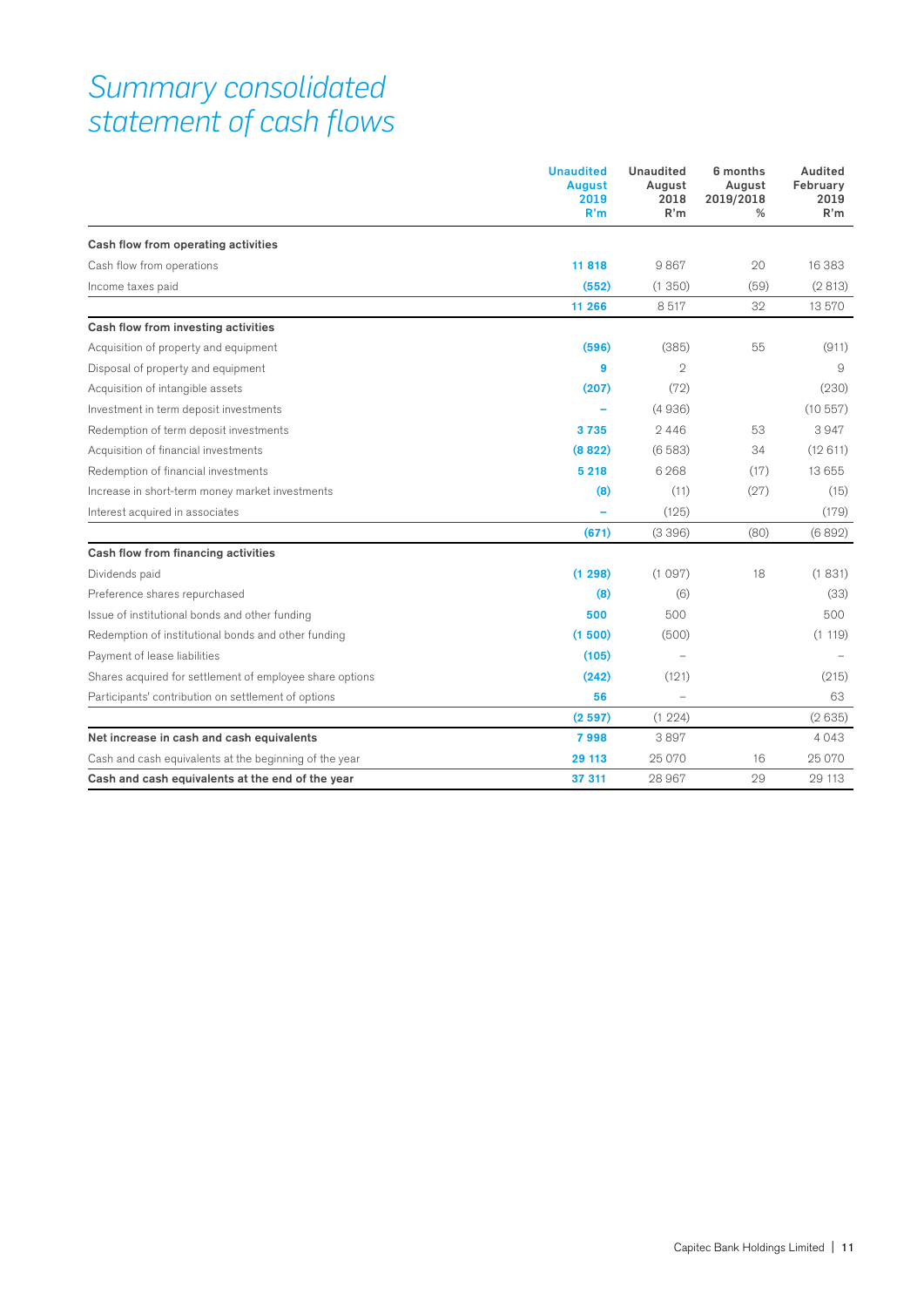# *Summary consolidated statement of cash flows*

| | Unaudited August 2019 R'm | Unaudited August 2018 R'm | 6 months August 2019/2018 % | Audited February 2019 R'm |
|---|---|---|---|---|
| **Cash flow from operating activities** | | | | |
| Cash flow from operations | **11 818** | 9 867 | 20 | 16 383 |
| Income taxes paid | **(552)** | (1 350) | (59) | (2 813) |
| | **11 266** | 8 517 | 32 | 13 570 |
| **Cash flow from investing activities** | | | | |
| Acquisition of property and equipment | **(596)** | (385) | 55 | (911) |
| Disposal of property and equipment | **9** | 2 | | 9 |
| Acquisition of intangible assets | **(207)** | (72) | | (230) |
| Investment in term deposit investments | **–** | (4 936) | | (10 557) |
| Redemption of term deposit investments | **3 735** | 2 446 | 53 | 3 947 |
| Acquisition of financial investments | **(8 822)** | (6 583) | 34 | (12 611) |
| Redemption of financial investments | **5 218** | 6 268 | (17) | 13 655 |
| Increase in short-term money market investments | **(8)** | (11) | (27) | (15) |
| Interest acquired in associates | **–** | (125) | | (179) |
| | **(671)** | (3 396) | (80) | (6 892) |
| **Cash flow from financing activities** | | | | |
| Dividends paid | **(1 298)** | (1 097) | 18 | (1 831) |
| Preference shares repurchased | **(8)** | (6) | | (33) |
| Issue of institutional bonds and other funding | **500** | 500 | | 500 |
| Redemption of institutional bonds and other funding | **(1 500)** | (500) | | (1 119) |
| Payment of lease liabilities | **(105)** | – | | – |
| Shares acquired for settlement of employee share options | **(242)** | (121) | | (215) |
| Participants' contribution on settlement of options | **56** | – | | 63 |
| | **(2 597)** | (1 224) | | (2 635) |
| **Net increase in cash and cash equivalents** | **7 998** | 3 897 | | 4 043 |
| Cash and cash equivalents at the beginning of the year | **29 113** | 25 070 | 16 | 25 070 |
| **Cash and cash equivalents at the end of the year** | **37 311** | 28 967 | 29 | 29 113 |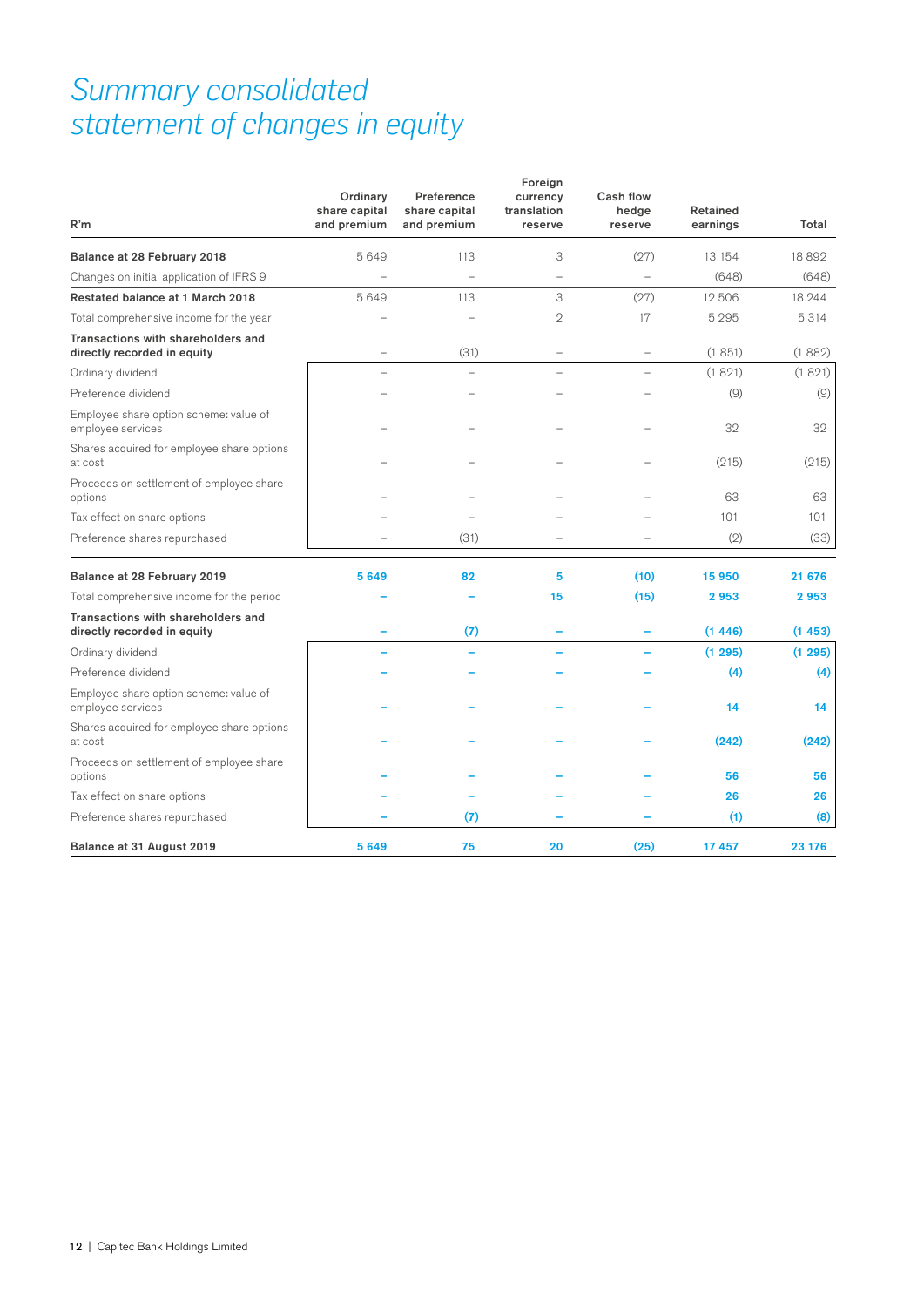# Summary consolidated statement of changes in equity

| R'm | Ordinary share capital and premium | Preference share capital and premium | Foreign currency translation reserve | Cash flow hedge reserve | Retained earnings | Total |
|---|---|---|---|---|---|---|
| **Balance at 28 February 2018** | 5 649 | 113 | 3 | (27) | 13 154 | 18 892 |
| Changes on initial application of IFRS 9 | – | – | – | – | (648) | (648) |
| **Restated balance at 1 March 2018** | 5 649 | 113 | 3 | (27) | 12 506 | 18 244 |
| Total comprehensive income for the year | – | – | 2 | 17 | 5 295 | 5 314 |
| **Transactions with shareholders and directly recorded in equity** | – | (31) | – | – | (1 851) | (1 882) |
| Ordinary dividend | – | – | – | – | (1 821) | (1 821) |
| Preference dividend | – | – | – | – | (9) | (9) |
| Employee share option scheme: value of employee services | – | – | – | – | 32 | 32 |
| Shares acquired for employee share options at cost | – | – | – | – | (215) | (215) |
| Proceeds on settlement of employee share options | – | – | – | – | 63 | 63 |
| Tax effect on share options | – | – | – | – | 101 | 101 |
| Preference shares repurchased | – | (31) | – | – | (2) | (33) |
| **Balance at 28 February 2019** | **5 649** | **82** | **5** | **(10)** | **15 950** | **21 676** |
| Total comprehensive income for the period | – | – | 15 | (15) | 2 953 | 2 953 |
| **Transactions with shareholders and directly recorded in equity** | – | (7) | – | – | (1 446) | (1 453) |
| Ordinary dividend | – | – | – | – | (1 295) | (1 295) |
| Preference dividend | – | – | – | – | (4) | (4) |
| Employee share option scheme: value of employee services | – | – | – | – | 14 | 14 |
| Shares acquired for employee share options at cost | – | – | – | – | (242) | (242) |
| Proceeds on settlement of employee share options | – | – | – | – | 56 | 56 |
| Tax effect on share options | – | – | – | – | 26 | 26 |
| Preference shares repurchased | – | (7) | – | – | (1) | (8) |
| **Balance at 31 August 2019** | **5 649** | **75** | **20** | **(25)** | **17 457** | **23 176** |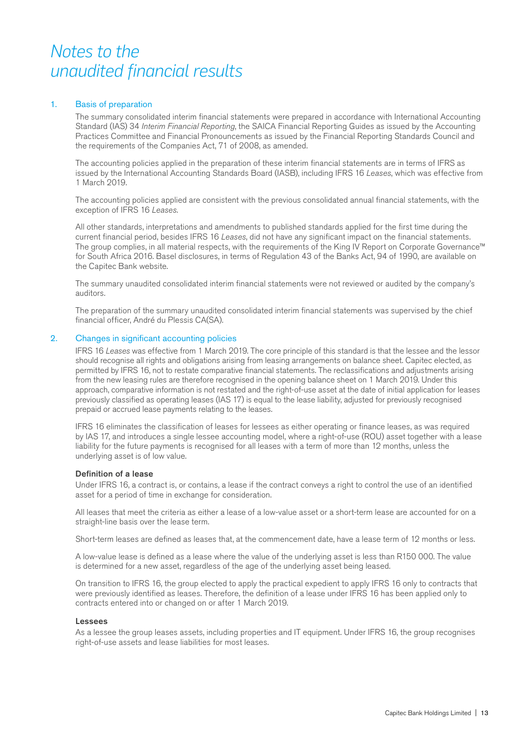# *Notes to the unaudited financial results*

## 1. Basis of preparation

The summary consolidated interim financial statements were prepared in accordance with International Accounting Standard (IAS) 34 *Interim Financial Reporting*, the SAICA Financial Reporting Guides as issued by the Accounting Practices Committee and Financial Pronouncements as issued by the Financial Reporting Standards Council and the requirements of the Companies Act, 71 of 2008, as amended.

The accounting policies applied in the preparation of these interim financial statements are in terms of IFRS as issued by the International Accounting Standards Board (IASB), including IFRS 16 *Leases*, which was effective from 1 March 2019.

The accounting policies applied are consistent with the previous consolidated annual financial statements, with the exception of IFRS 16 *Leases*.

All other standards, interpretations and amendments to published standards applied for the first time during the current financial period, besides IFRS 16 *Leases*, did not have any significant impact on the financial statements. The group complies, in all material respects, with the requirements of the King IV Report on Corporate Governance™ for South Africa 2016. Basel disclosures, in terms of Regulation 43 of the Banks Act, 94 of 1990, are available on the Capitec Bank website.

The summary unaudited consolidated interim financial statements were not reviewed or audited by the company's auditors.

The preparation of the summary unaudited consolidated interim financial statements was supervised by the chief financial officer, André du Plessis CA(SA).

## 2. Changes in significant accounting policies

IFRS 16 *Leases* was effective from 1 March 2019. The core principle of this standard is that the lessee and the lessor should recognise all rights and obligations arising from leasing arrangements on balance sheet. Capitec elected, as permitted by IFRS 16, not to restate comparative financial statements. The reclassifications and adjustments arising from the new leasing rules are therefore recognised in the opening balance sheet on 1 March 2019. Under this approach, comparative information is not restated and the right-of-use asset at the date of initial application for leases previously classified as operating leases (IAS 17) is equal to the lease liability, adjusted for previously recognised prepaid or accrued lease payments relating to the leases.

IFRS 16 eliminates the classification of leases for lessees as either operating or finance leases, as was required by IAS 17, and introduces a single lessee accounting model, where a right-of-use (ROU) asset together with a lease liability for the future payments is recognised for all leases with a term of more than 12 months, unless the underlying asset is of low value.

### Definition of a lease

Under IFRS 16, a contract is, or contains, a lease if the contract conveys a right to control the use of an identified asset for a period of time in exchange for consideration.

All leases that meet the criteria as either a lease of a low-value asset or a short-term lease are accounted for on a straight-line basis over the lease term.

Short-term leases are defined as leases that, at the commencement date, have a lease term of 12 months or less.

A low-value lease is defined as a lease where the value of the underlying asset is less than R150 000. The value is determined for a new asset, regardless of the age of the underlying asset being leased.

On transition to IFRS 16, the group elected to apply the practical expedient to apply IFRS 16 only to contracts that were previously identified as leases. Therefore, the definition of a lease under IFRS 16 has been applied only to contracts entered into or changed on or after 1 March 2019.

### Lessees

As a lessee the group leases assets, including properties and IT equipment. Under IFRS 16, the group recognises right-of-use assets and lease liabilities for most leases.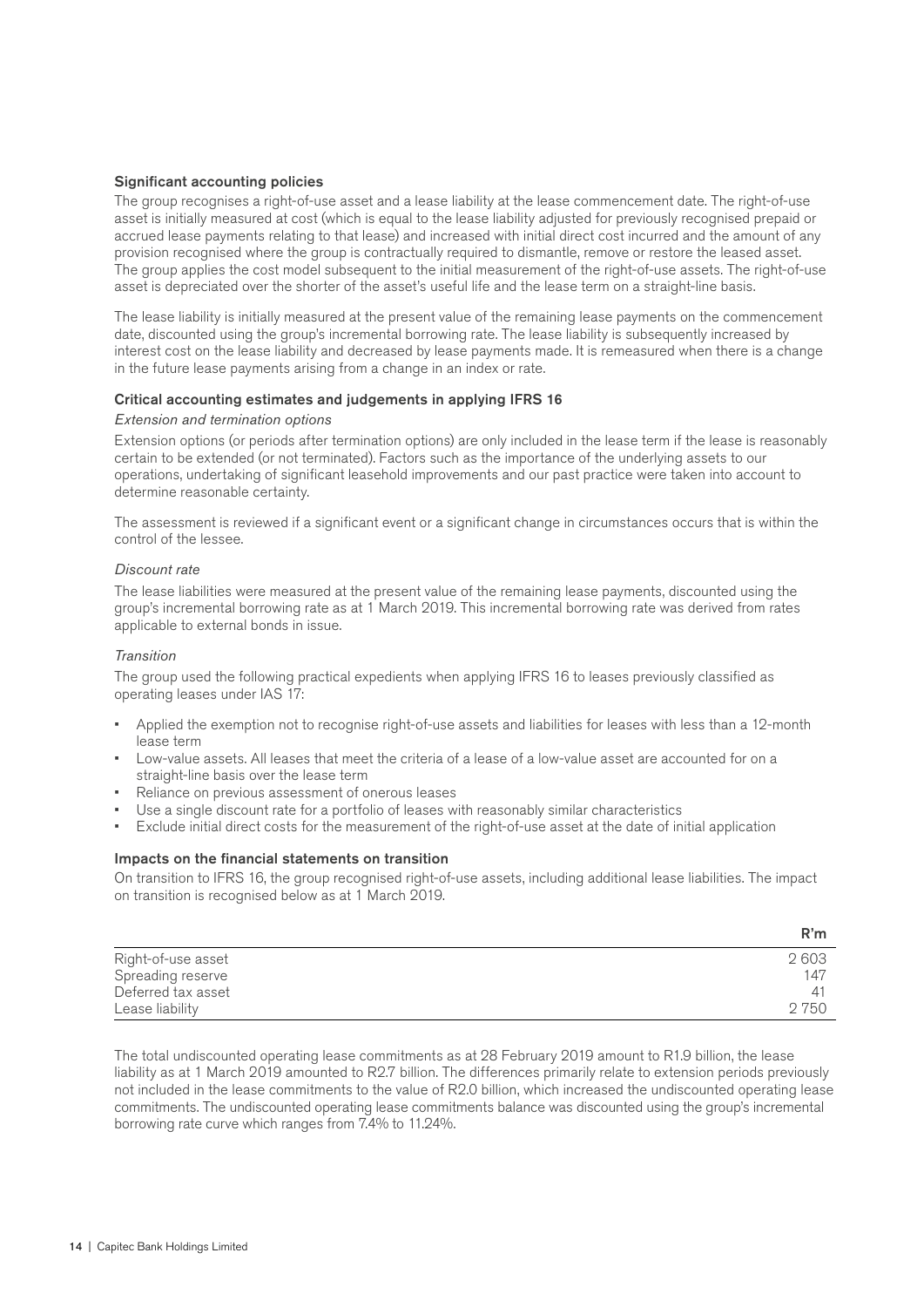### Significant accounting policies

The group recognises a right-of-use asset and a lease liability at the lease commencement date. The right-of-use asset is initially measured at cost (which is equal to the lease liability adjusted for previously recognised prepaid or accrued lease payments relating to that lease) and increased with initial direct cost incurred and the amount of any provision recognised where the group is contractually required to dismantle, remove or restore the leased asset. The group applies the cost model subsequent to the initial measurement of the right-of-use assets. The right-of-use asset is depreciated over the shorter of the asset's useful life and the lease term on a straight-line basis.

The lease liability is initially measured at the present value of the remaining lease payments on the commencement date, discounted using the group's incremental borrowing rate. The lease liability is subsequently increased by interest cost on the lease liability and decreased by lease payments made. It is remeasured when there is a change in the future lease payments arising from a change in an index or rate.

### Critical accounting estimates and judgements in applying IFRS 16

*Extension and termination options*

Extension options (or periods after termination options) are only included in the lease term if the lease is reasonably certain to be extended (or not terminated). Factors such as the importance of the underlying assets to our operations, undertaking of significant leasehold improvements and our past practice were taken into account to determine reasonable certainty.

The assessment is reviewed if a significant event or a significant change in circumstances occurs that is within the control of the lessee.

*Discount rate*

The lease liabilities were measured at the present value of the remaining lease payments, discounted using the group's incremental borrowing rate as at 1 March 2019. This incremental borrowing rate was derived from rates applicable to external bonds in issue.

*Transition*

The group used the following practical expedients when applying IFRS 16 to leases previously classified as operating leases under IAS 17:

- Applied the exemption not to recognise right-of-use assets and liabilities for leases with less than a 12-month lease term
- Low-value assets. All leases that meet the criteria of a lease of a low-value asset are accounted for on a straight-line basis over the lease term
- Reliance on previous assessment of onerous leases
- Use a single discount rate for a portfolio of leases with reasonably similar characteristics
- Exclude initial direct costs for the measurement of the right-of-use asset at the date of initial application

### Impacts on the financial statements on transition

On transition to IFRS 16, the group recognised right-of-use assets, including additional lease liabilities. The impact on transition is recognised below as at 1 March 2019.

| | R'm |
|---|---|
| Right-of-use asset | 2 603 |
| Spreading reserve | 147 |
| Deferred tax asset | 41 |
| Lease liability | 2 750 |

The total undiscounted operating lease commitments as at 28 February 2019 amount to R1.9 billion, the lease liability as at 1 March 2019 amounted to R2.7 billion. The differences primarily relate to extension periods previously not included in the lease commitments to the value of R2.0 billion, which increased the undiscounted operating lease commitments. The undiscounted operating lease commitments balance was discounted using the group's incremental borrowing rate curve which ranges from 7.4% to 11.24%.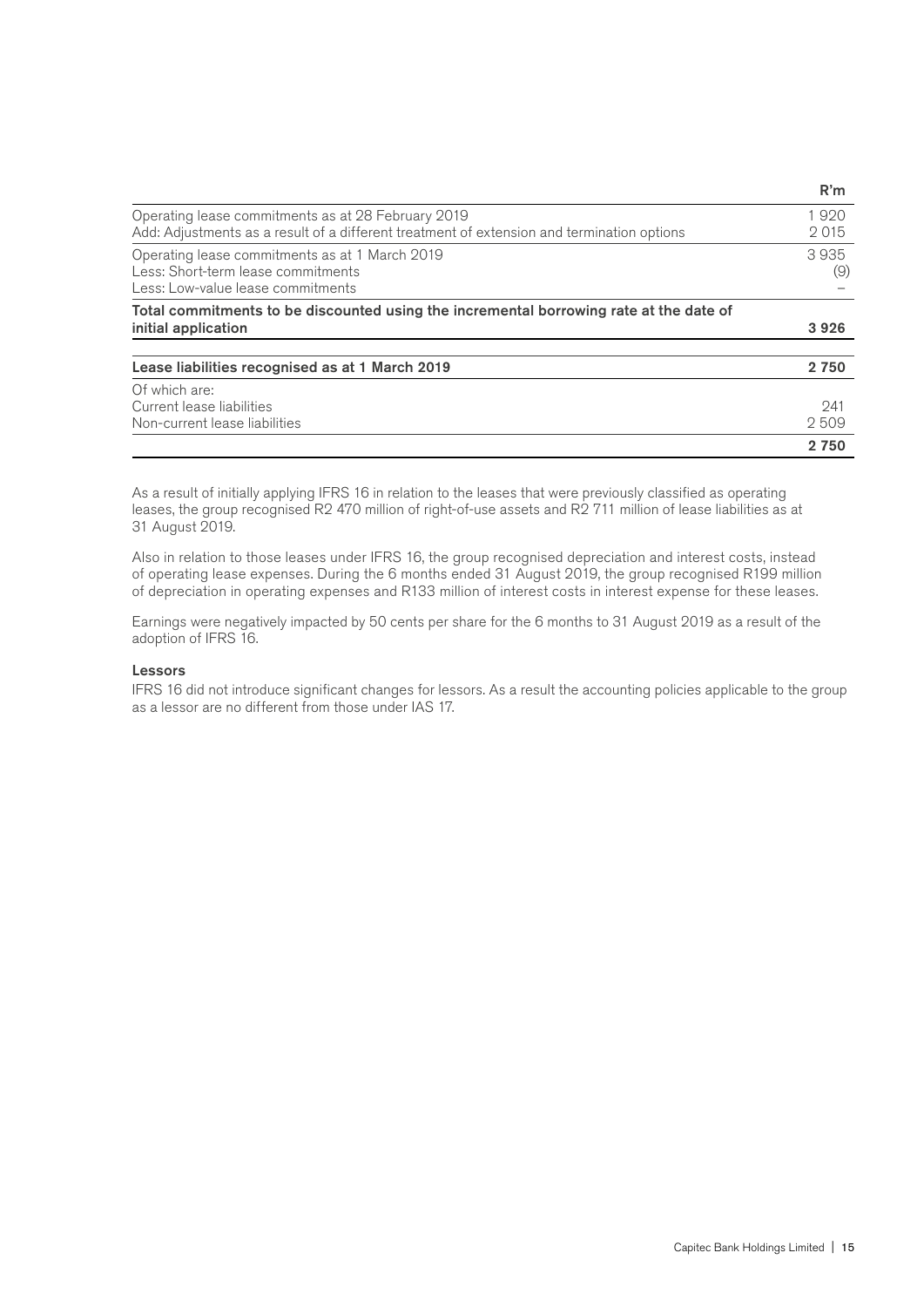| | R'm |
|---|---|
| Operating lease commitments as at 28 February 2019 | 1 920 |
| Add: Adjustments as a result of a different treatment of extension and termination options | 2 015 |
| Operating lease commitments as at 1 March 2019 | 3 935 |
| Less: Short-term lease commitments | (9) |
| Less: Low-value lease commitments | – |
| **Total commitments to be discounted using the incremental borrowing rate at the date of initial application** | **3 926** |
| **Lease liabilities recognised as at 1 March 2019** | **2 750** |
| Of which are: | |
| Current lease liabilities | 241 |
| Non-current lease liabilities | 2 509 |
| | **2 750** |

As a result of initially applying IFRS 16 in relation to the leases that were previously classified as operating leases, the group recognised R2 470 million of right-of-use assets and R2 711 million of lease liabilities as at 31 August 2019.

Also in relation to those leases under IFRS 16, the group recognised depreciation and interest costs, instead of operating lease expenses. During the 6 months ended 31 August 2019, the group recognised R199 million of depreciation in operating expenses and R133 million of interest costs in interest expense for these leases.

Earnings were negatively impacted by 50 cents per share for the 6 months to 31 August 2019 as a result of the adoption of IFRS 16.

**Lessors**

IFRS 16 did not introduce significant changes for lessors. As a result the accounting policies applicable to the group as a lessor are no different from those under IAS 17.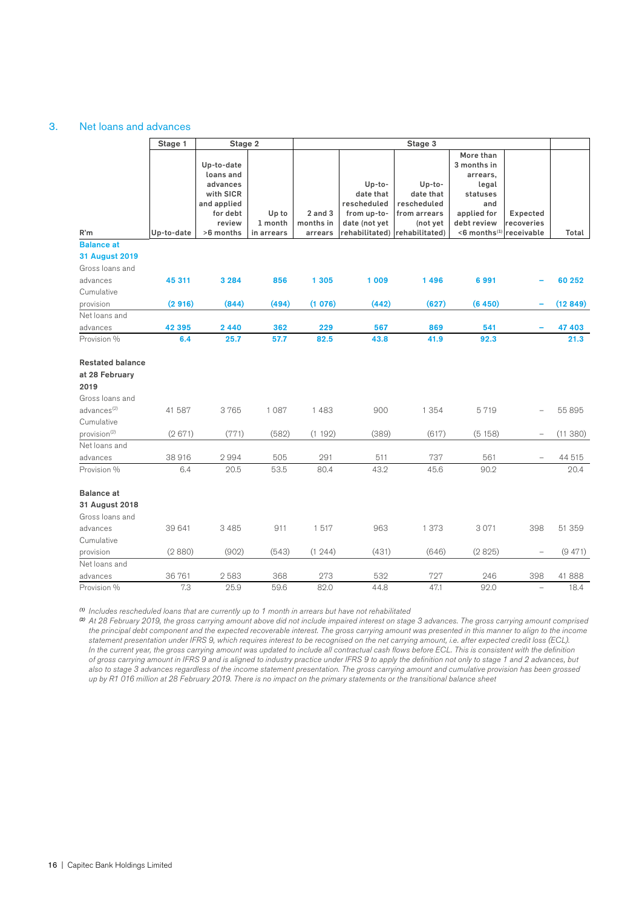## 3. Net loans and advances

| R'm | Stage 1 | Stage 2 | | Stage 3 | | | | | Total |
|---|---|---|---|---|---|---|---|---|---|
| | Up-to-date | Up-to-date loans and advances with SICR and applied for debt review >6 months | Up to 1 month in arrears | 2 and 3 months in arrears | Up-to-date that rescheduled from up-to-date (not yet rehabilitated) | Up-to-date that rescheduled from arrears (not yet rehabilitated) | More than 3 months in arrears, legal statuses and applied for debt review <6 months[1] | Expected recoveries receivable | |
| **Balance at 31 August 2019** | | | | | | | | | |
| Gross loans and advances | **45 311** | **3 284** | **856** | **1 305** | **1 009** | **1 496** | **6 991** | **–** | **60 252** |
| Cumulative provision | **(2 916)** | **(844)** | **(494)** | **(1 076)** | **(442)** | **(627)** | **(6 450)** | **–** | **(12 849)** |
| Net loans and advances | **42 395** | **2 440** | **362** | **229** | **567** | **869** | **541** | **–** | **47 403** |
| Provision % | **6.4** | **25.7** | **57.7** | **82.5** | **43.8** | **41.9** | **92.3** | | **21.3** |
| **Restated balance at 28 February 2019** | | | | | | | | | |
| Gross loans and advances[2] | 41 587 | 3 765 | 1 087 | 1 483 | 900 | 1 354 | 5 719 | – | 55 895 |
| Cumulative provision[2] | (2 671) | (771) | (582) | (1 192) | (389) | (617) | (5 158) | – | (11 380) |
| Net loans and advances | 38 916 | 2 994 | 505 | 291 | 511 | 737 | 561 | – | 44 515 |
| Provision % | 6.4 | 20.5 | 53.5 | 80.4 | 43.2 | 45.6 | 90.2 | | 20.4 |
| **Balance at 31 August 2018** | | | | | | | | | |
| Gross loans and advances | 39 641 | 3 485 | 911 | 1 517 | 963 | 1 373 | 3 071 | 398 | 51 359 |
| Cumulative provision | (2 880) | (902) | (543) | (1 244) | (431) | (646) | (2 825) | – | (9 471) |
| Net loans and advances | 36 761 | 2 583 | 368 | 273 | 532 | 727 | 246 | 398 | 41 888 |
| Provision % | 7.3 | 25.9 | 59.6 | 82.0 | 44.8 | 47.1 | 92.0 | – | 18.4 |

*(1) Includes rescheduled loans that are currently up to 1 month in arrears but have not rehabilitated*

*(2) At 28 February 2019, the gross carrying amount above did not include impaired interest on stage 3 advances. The gross carrying amount comprised the principal debt component and the expected recoverable interest. The gross carrying amount was presented in this manner to align to the income statement presentation under IFRS 9, which requires interest to be recognised on the net carrying amount, i.e. after expected credit loss (ECL). In the current year, the gross carrying amount was updated to include all contractual cash flows before ECL. This is consistent with the definition of gross carrying amount in IFRS 9 and is aligned to industry practice under IFRS 9 to apply the definition not only to stage 1 and 2 advances, but also to stage 3 advances regardless of the income statement presentation. The gross carrying amount and cumulative provision has been grossed up by R1 016 million at 28 February 2019. There is no impact on the primary statements or the transitional balance sheet*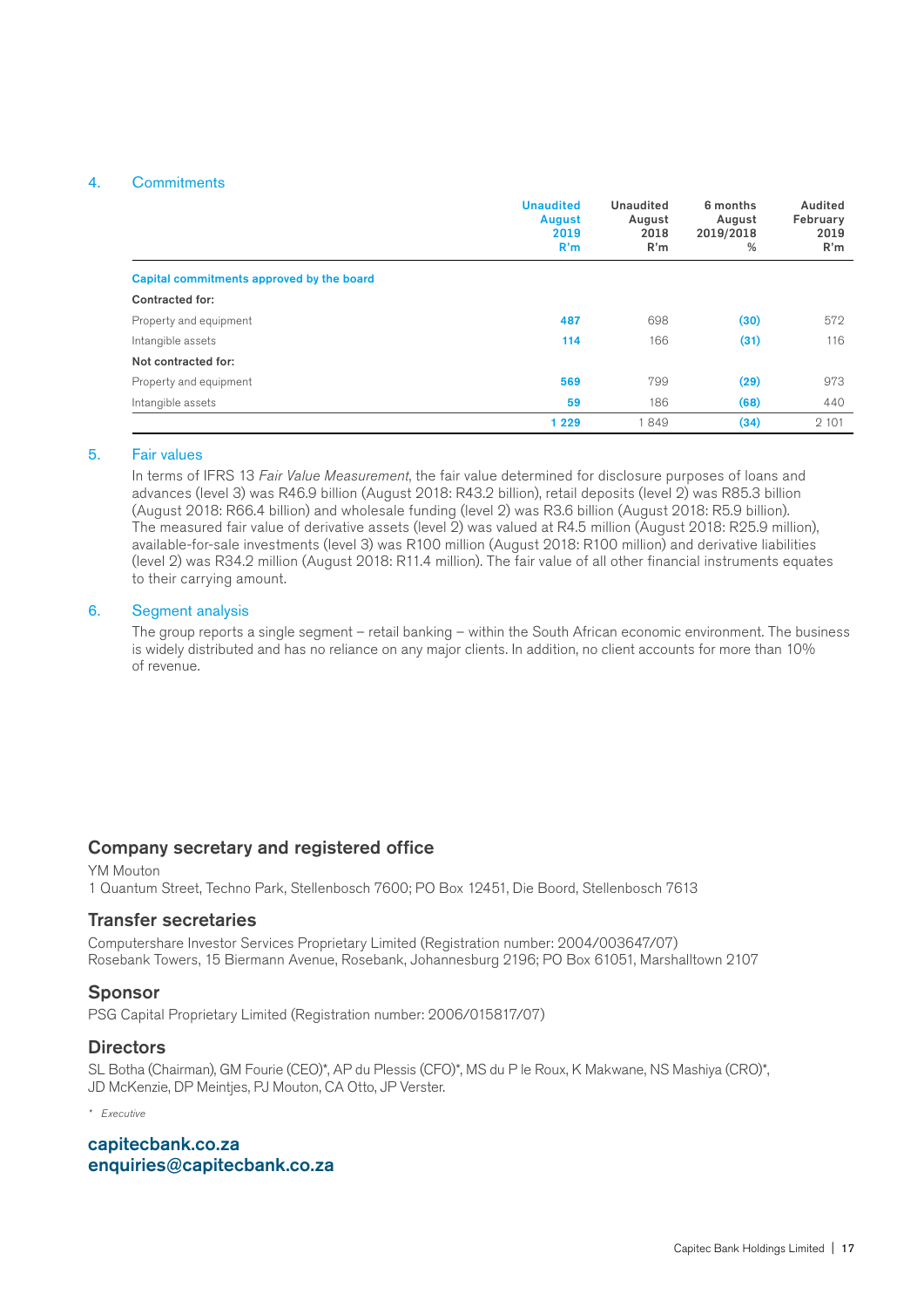## 4. Commitments

| | Unaudited August 2019 R'm | Unaudited August 2018 R'm | 6 months August 2019/2018 % | Audited February 2019 R'm |
|---|---|---|---|---|
| **Capital commitments approved by the board** | | | | |
| **Contracted for:** | | | | |
| Property and equipment | **487** | 698 | **(30)** | 572 |
| Intangible assets | **114** | 166 | **(31)** | 116 |
| **Not contracted for:** | | | | |
| Property and equipment | **569** | 799 | **(29)** | 973 |
| Intangible assets | **59** | 186 | **(68)** | 440 |
| | **1 229** | 1 849 | **(34)** | 2 101 |

## 5. Fair values

In terms of IFRS 13 *Fair Value Measurement*, the fair value determined for disclosure purposes of loans and advances (level 3) was R46.9 billion (August 2018: R43.2 billion), retail deposits (level 2) was R85.3 billion (August 2018: R66.4 billion) and wholesale funding (level 2) was R3.6 billion (August 2018: R5.9 billion). The measured fair value of derivative assets (level 2) was valued at R4.5 million (August 2018: R25.9 million), available-for-sale investments (level 3) was R100 million (August 2018: R100 million) and derivative liabilities (level 2) was R34.2 million (August 2018: R11.4 million). The fair value of all other financial instruments equates to their carrying amount.

## 6. Segment analysis

The group reports a single segment – retail banking – within the South African economic environment. The business is widely distributed and has no reliance on any major clients. In addition, no client accounts for more than 10% of revenue.

## Company secretary and registered office

YM Mouton
1 Quantum Street, Techno Park, Stellenbosch 7600; PO Box 12451, Die Boord, Stellenbosch 7613

## Transfer secretaries

Computershare Investor Services Proprietary Limited (Registration number: 2004/003647/07)
Rosebank Towers, 15 Biermann Avenue, Rosebank, Johannesburg 2196; PO Box 61051, Marshalltown 2107

## Sponsor

PSG Capital Proprietary Limited (Registration number: 2006/015817/07)

## Directors

SL Botha (Chairman), GM Fourie (CEO)*, AP du Plessis (CFO)*, MS du P le Roux, K Makwane, NS Mashiya (CRO)*, JD McKenzie, DP Meintjes, PJ Mouton, CA Otto, JP Verster.

\* *Executive*

**capitecbank.co.za**
**enquiries@capitecbank.co.za**